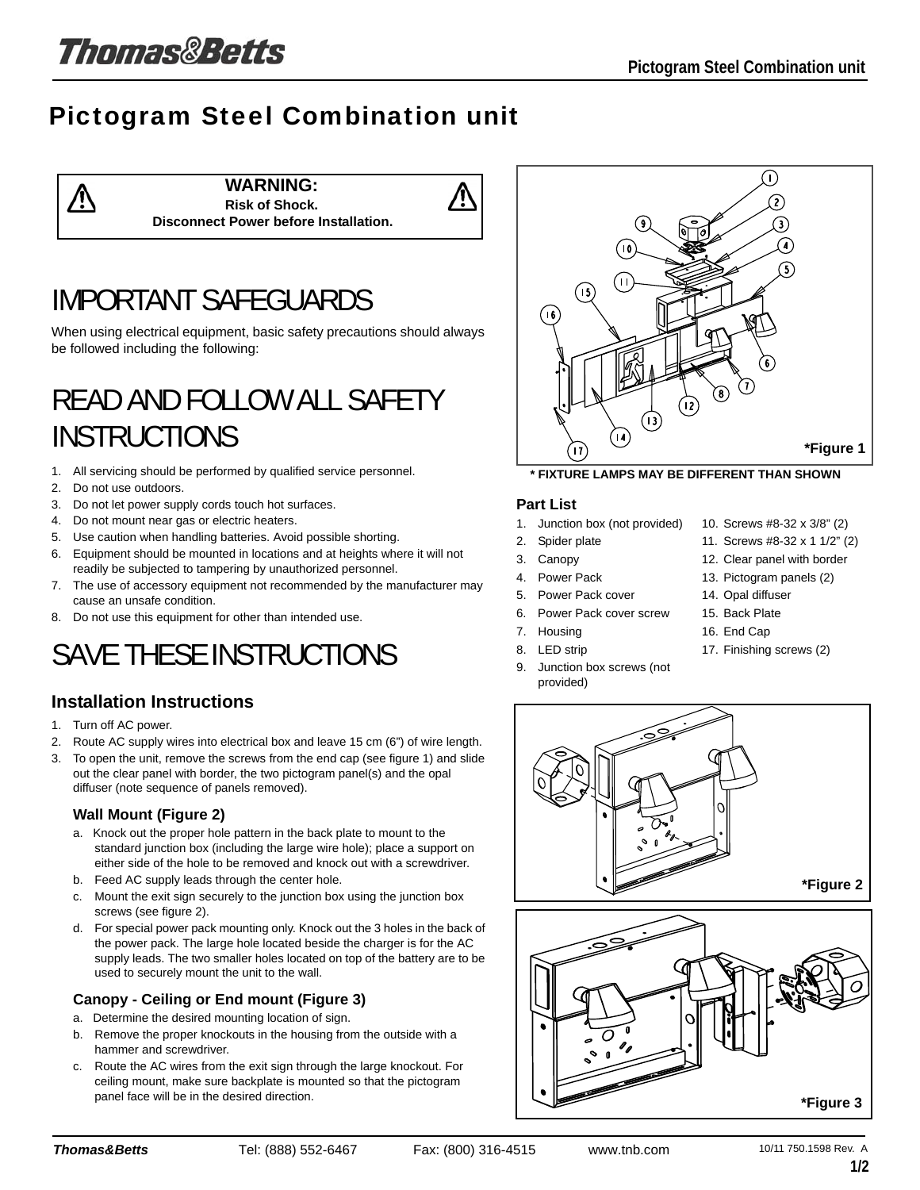# Pictogram Steel Combination unit

**WARNING:**
**Risk of Shock.**
**Disconnect Power before Installation.**

# IMPORTANT SAFEGUARDS

When using electrical equipment, basic safety precautions should always be followed including the following:

# READ AND FOLLOW ALL SAFETY INSTRUCTIONS

1. All servicing should be performed by qualified service personnel.
2. Do not use outdoors.
3. Do not let power supply cords touch hot surfaces.
4. Do not mount near gas or electric heaters.
5. Use caution when handling batteries. Avoid possible shorting.
6. Equipment should be mounted in locations and at heights where it will not readily be subjected to tampering by unauthorized personnel.
7. The use of accessory equipment not recommended by the manufacturer may cause an unsafe condition.
8. Do not use this equipment for other than intended use.

# SAVE THESE INSTRUCTIONS

## Installation Instructions

1. Turn off AC power.
2. Route AC supply wires into electrical box and leave 15 cm (6") of wire length.
3. To open the unit, remove the screws from the end cap (see figure 1) and slide out the clear panel with border, the two pictogram panel(s) and the opal diffuser (note sequence of panels removed).

### Wall Mount (Figure 2)

a. Knock out the proper hole pattern in the back plate to mount to the standard junction box (including the large wire hole); place a support on either side of the hole to be removed and knock out with a screwdriver.
b. Feed AC supply leads through the center hole.
c. Mount the exit sign securely to the junction box using the junction box screws (see figure 2).
d. For special power pack mounting only. Knock out the 3 holes in the back of the power pack. The large hole located beside the charger is for the AC supply leads. The two smaller holes located on top of the battery are to be used to securely mount the unit to the wall.

### Canopy - Ceiling or End mount (Figure 3)

a. Determine the desired mounting location of sign.
b. Remove the proper knockouts in the housing from the outside with a hammer and screwdriver.
c. Route the AC wires from the exit sign through the large knockout. For ceiling mount, make sure backplate is mounted so that the pictogram panel face will be in the desired direction.

*Figure 1

**\* FIXTURE LAMPS MAY BE DIFFERENT THAN SHOWN**

### Part List

1. Junction box (not provided)
2. Spider plate
3. Canopy
4. Power Pack
5. Power Pack cover
6. Power Pack cover screw
7. Housing
8. LED strip
9. Junction box screws (not provided)
10. Screws #8-32 x 3/8" (2)
11. Screws #8-32 x 1 1/2" (2)
12. Clear panel with border
13. Pictogram panels (2)
14. Opal diffuser
15. Back Plate
16. End Cap
17. Finishing screws (2)

*Figure 2

*Figure 3

*Thomas&Betts* Tel: (888) 552-6467 Fax: (800) 316-4515 www.tnb.com 10/11 750.1598 Rev. A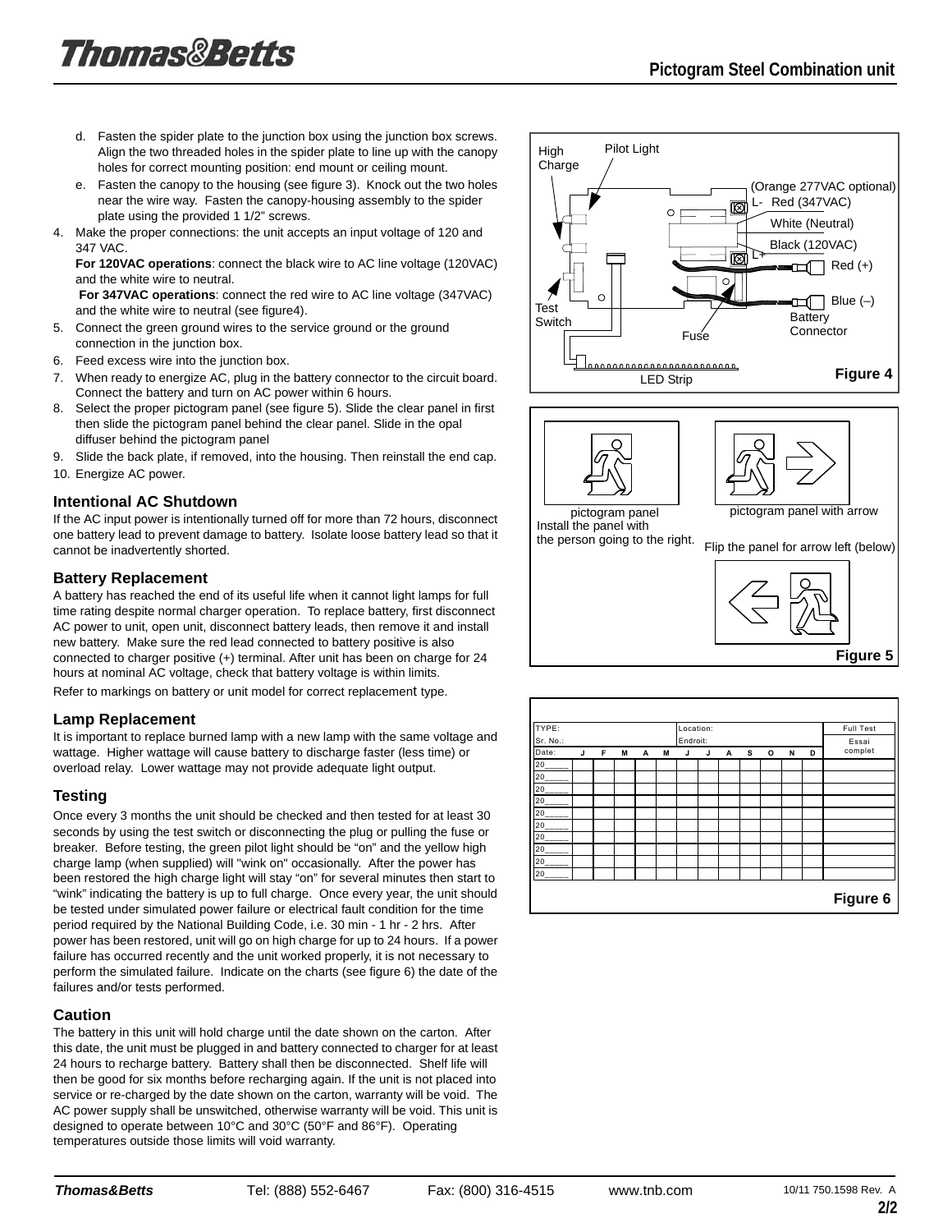# Pictogram Steel Combination unit

d. Fasten the spider plate to the junction box using the junction box screws. Align the two threaded holes in the spider plate to line up with the canopy holes for correct mounting position: end mount or ceiling mount.

e. Fasten the canopy to the housing (see figure 3). Knock out the two holes near the wire way. Fasten the canopy-housing assembly to the spider plate using the provided 1 1/2" screws.

4. Make the proper connections: the unit accepts an input voltage of 120 and 347 VAC.
   **For 120VAC operations**: connect the black wire to AC line voltage (120VAC) and the white wire to neutral.
   **For 347VAC operations**: connect the red wire to AC line voltage (347VAC) and the white wire to neutral (see figure4).
5. Connect the green ground wires to the service ground or the ground connection in the junction box.
6. Feed excess wire into the junction box.
7. When ready to energize AC, plug in the battery connector to the circuit board. Connect the battery and turn on AC power within 6 hours.
8. Select the proper pictogram panel (see figure 5). Slide the clear panel in first then slide the pictogram panel behind the clear panel. Slide in the opal diffuser behind the pictogram panel
9. Slide the back plate, if removed, into the housing. Then reinstall the end cap.
10. Energize AC power.

## Intentional AC Shutdown

If the AC input power is intentionally turned off for more than 72 hours, disconnect one battery lead to prevent damage to battery. Isolate loose battery lead so that it cannot be inadvertently shorted.

## Battery Replacement

A battery has reached the end of its useful life when it cannot light lamps for full time rating despite normal charger operation. To replace battery, first disconnect AC power to unit, open unit, disconnect battery leads, then remove it and install new battery. Make sure the red lead connected to battery positive is also connected to charger positive (+) terminal. After unit has been on charge for 24 hours at nominal AC voltage, check that battery voltage is within limits.

Refer to markings on battery or unit model for correct replacement type.

## Lamp Replacement

It is important to replace burned lamp with a new lamp with the same voltage and wattage. Higher wattage will cause battery to discharge faster (less time) or overload relay. Lower wattage may not provide adequate light output.

## Testing

Once every 3 months the unit should be checked and then tested for at least 30 seconds by using the test switch or disconnecting the plug or pulling the fuse or breaker. Before testing, the green pilot light should be "on" and the yellow high charge lamp (when supplied) will "wink on" occasionally. After the power has been restored the high charge light will stay "on" for several minutes then start to "wink" indicating the battery is up to full charge. Once every year, the unit should be tested under simulated power failure or electrical fault condition for the time period required by the National Building Code, i.e. 30 min - 1 hr - 2 hrs. After power has been restored, unit will go on high charge for up to 24 hours. If a power failure has occurred recently and the unit worked properly, it is not necessary to perform the simulated failure. Indicate on the charts (see figure 6) the date of the failures and/or tests performed.

## Caution

The battery in this unit will hold charge until the date shown on the carton. After this date, the unit must be plugged in and battery connected to charger for at least 24 hours to recharge battery. Battery shall then be disconnected. Shelf life will then be good for six months before recharging again. If the unit is not placed into service or re-charged by the date shown on the carton, warranty will be void. The AC power supply shall be unswitched, otherwise warranty will be void. This unit is designed to operate between 10°C and 30°C (50°F and 86°F). Operating temperatures outside those limits will void warranty.

High Charge | Pilot Light | (Orange 277VAC optional) | L- Red (347VAC) | White (Neutral) | Black (120VAC) | L+ | Red (+) | Blue (–) | Battery Connector | Test Switch | Fuse | LED Strip

**Figure 4**

pictogram panel
Install the panel with the person going to the right.

pictogram panel with arrow

Flip the panel for arrow left (below)

**Figure 5**

| TYPE: | | | | | | | Location: | | | | | | | Full Test |
|---|---|---|---|---|---|---|---|---|---|---|---|---|---|---|
| Sr. No.: | | | | | | | Endroit: | | | | | | | Essai complet |
| Date: | J | F | M | A | M | J | J | A | S | O | N | D | | |
| 20_____ | | | | | | | | | | | | | | |
| 20_____ | | | | | | | | | | | | | | |
| 20_____ | | | | | | | | | | | | | | |
| 20_____ | | | | | | | | | | | | | | |
| 20_____ | | | | | | | | | | | | | | |
| 20_____ | | | | | | | | | | | | | | |
| 20_____ | | | | | | | | | | | | | | |
| 20_____ | | | | | | | | | | | | | | |
| 20_____ | | | | | | | | | | | | | | |
| 20_____ | | | | | | | | | | | | | | |

**Figure 6**

Thomas&Betts Tel: (888) 552-6467 Fax: (800) 316-4515 www.tnb.com 10/11 750.1598 Rev. A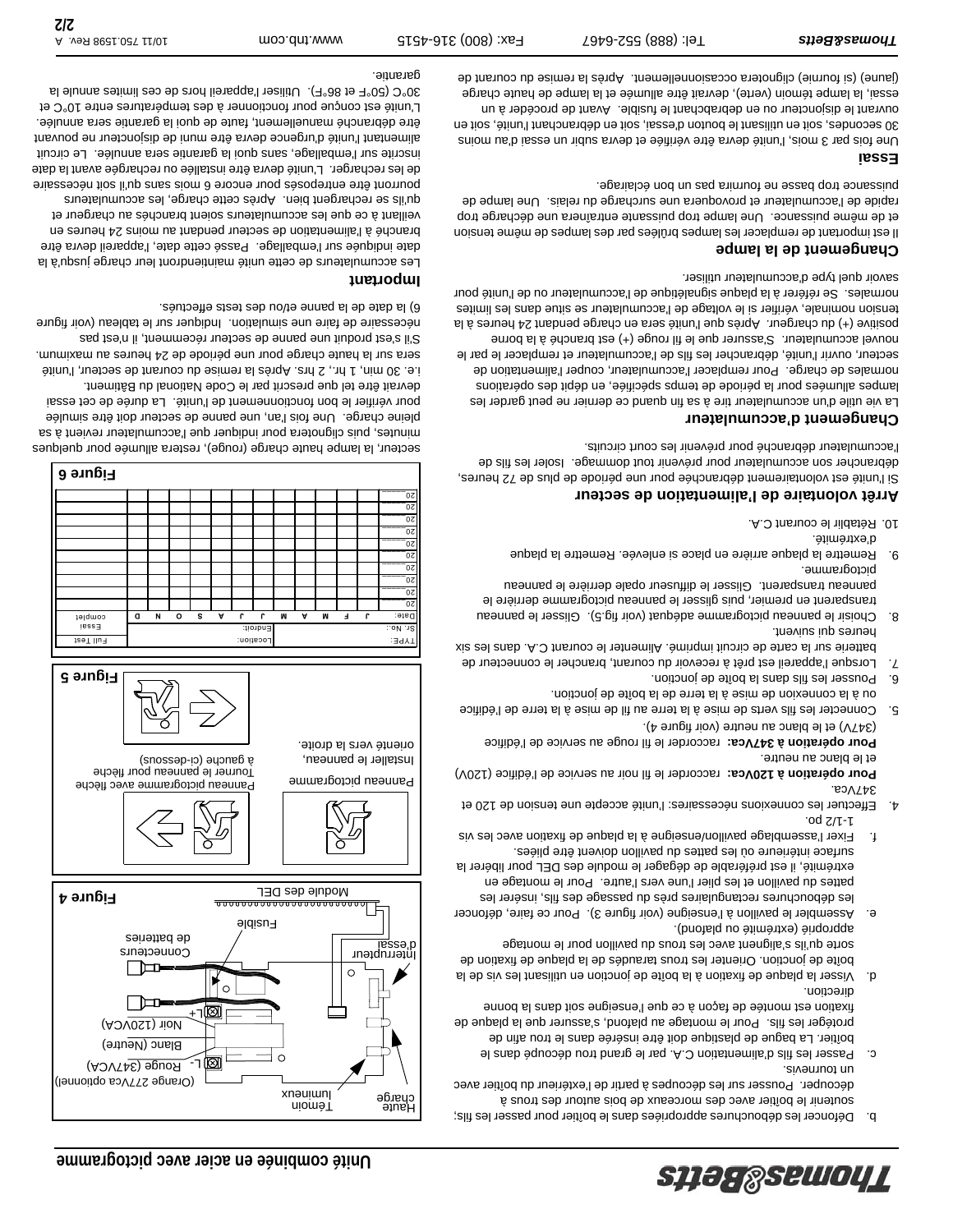# Unité combinée en acier avec pictogramme

b. Défoncer les débouchures appropriées dans le boîtier pour passer les fils; soutenir le boîtier avec des morceaux de bois autour des trous à découper. Pousser sur les découpes à partir de l'extérieur du boîtier avec un tournevis.

c. Passer les fils d'alimentation C.A. par le grand trou découpé dans le boîtier. La bague de plastique doit être insérée dans le trou afin de protéger les fils. Pour le montage au plafond, s'assurer que la plaque de fixation est montée de façon à ce que l'enseigne soit dans la bonne direction.

d. Visser la plaque de fixation à la boîte de jonction en utilisant les vis de la boîte de jonction. Orienter les trous taraudés de la plaque de fixation de sorte qu'ils s'alignent avec les trous du pavillon pour le montage approprié (extrémité ou plafond).

e. Assembler le pavillon à l'enseigne (voir figure 3). Pour ce faire, défoncer les débouchures rectangulaires près du passage des fils, insérer les pattes du pavillon et les plier l'une vers l'autre. Pour le montage en extrémité, il est préférable de dégager le module des DEL pour libérer la surface inférieure où les pattes du pavillon doivent être pliées.

f. Fixer l'assemblage pavillon/enseigne à la plaque de fixation avec les vis 1-1/2 po.

4. Effectuer les connexions nécessaires: l'unité accepte une tension de 120 et 347Vca.
   **Pour opération à 120Vca:** raccorder le fil noir au service de l'édifice (120V) et le blanc au neutre.
   **Pour opération à 347Vca:** raccorder le fil rouge au service de l'édifice (347V) et le blanc au neutre (voir figure 4).
5. Connecter les fils verts de mise à la terre au fil de mise à la terre de l'édifice ou à la connexion de mise à la terre de la boîte de jonction.
6. Pousser les fils dans la boîte de jonction.
7. Lorsque l'appareil est prêt à recevoir du courant, brancher le connecteur de batterie sur la carte de circuit imprimé. Alimenter le courant C.A. dans les six heures qui suivent.
8. Choisir le panneau pictogramme adéquat (voir fig.5). Glisser le panneau transparent en premier, puis glisser le panneau pictogramme derrière le panneau transparent. Glisser le diffuseur opale derrière le panneau pictogramme.
9. Remettre la plaque arrière en place si enlevée. Remettre la plaque d'extrémité.
10. Rétablir le courant C.A.

## Arrêt volontaire de l'alimentation de secteur

Si l'unité est volontairement débranchée pour une période de plus de 72 heures, débrancher son accumulateur pour prévenir tout dommage. Isoler les fils de l'accumulateur débranché pour prévenir les court circuits.

## Changement d'accumulateur

La vie utile d'un accumulateur tire à sa fin quand ce dernier ne peut garder les lampes allumées pour la période de temps spécifiée, en dépit des opérations normales de charge. Pour remplacer l'accumulateur, couper l'alimentation de secteur, ouvrir l'unité, débrancher les fils de l'accumulateur et remplacer le par le nouvel accumulateur. S'assurer que le fil rouge (+) est branché à la borne positive (+) du chargeur. Après que l'unité sera en charge pendant 24 heures à la tension nominale, vérifier si le voltage de l'accumulateur se situe dans les limites normales. Se référer à la plaque signalétique de l'accumulateur ou de l'unité pour savoir quel type d'accumulateur utiliser.

## Changement de la lampe

Il est important de remplacer les lampes brûlées par des lampes de même tension et de même puissance. Une lampe trop puissante entraînera une décharge trop rapide de l'accumulateur et provoquera une surcharge du relais. Une lampe de puissance trop basse ne fournira pas un bon éclairage.

## Essai

Une fois par 3 mois, l'unité devra être vérifiée et devra subir un essai d'au moins 30 secondes, soit en utilisant le bouton d'essai, soit en débranchant l'unité, soit en ouvrant le disjoncteur ou en débrachant le fusible. Avant de procéder à un essai, la lampe témoin (verte), devrait être allumée et la lampe de haute charge (jaune) (si fournie) clignotera occasionnellement. Après la remise du courant de secteur, la lampe haute charge (rouge), restera allumée pour quelques minutes, puis clignotera pour indiquer que l'accumulateur revient à sa pleine charge. Une fois l'an, une panne de secteur doit être simulée pour vérifier le bon fonctionnement de l'unité. La durée de cet essai devrait être tel que prescrit par le Code National du Bâtiment. i.e. 30 min, 1 hr., 2 hrs. Après la remise du courant de secteur, l'unité sera sur la haute charge pour une période de 24 heures au maximum. S'il s'est produit une panne de secteur récemment, il n'est pas nécessaire de faire une simulation. Indiquer sur le tableau (voir figure 6) la date de la panne et/ou des tests effectués.

Haute charge · Témoin lumineux · Interrupteur d'essai · Fusible · Module des DEL · Connecteurs de batteries · (Orange 277Vca optionnel) · L- Rouge (347VCA) · Blanc (Neutre) · Noir (120VCA) · L+

**Figure 4**

Panneau pictogramme · Panneau pictogramme avec flèche · Tourner le panneau pour flèche à gauche (ci-dessous) · Installer le panneau, orienté vers la droite.

**Figure 5**

| TYPE: | | | | | Location: | | | | | | | | Full Test |
|---|---|---|---|---|---|---|---|---|---|---|---|---|---|
| Sr. No.: | | | | | Endroit: | | | | | | | | Essai complet |
| Date: | J | F | M | A | M | J | J | A | S | O | N | D | |
| 20__ | | | | | | | | | | | | | |
| 20__ | | | | | | | | | | | | | |
| 20__ | | | | | | | | | | | | | |
| 20__ | | | | | | | | | | | | | |
| 20__ | | | | | | | | | | | | | |
| 20__ | | | | | | | | | | | | | |
| 20__ | | | | | | | | | | | | | |
| 20__ | | | | | | | | | | | | | |
| 20__ | | | | | | | | | | | | | |
| 20__ | | | | | | | | | | | | | |
| 20__ | | | | | | | | | | | | | |

**Figure 6**

## Important

Les accumulateurs de cette unité maintiendront leur charge jusqu'à la date indiquée sur l'emballage. Passé cette date, l'appareil devra être branché à l'alimentation de secteur pendant au moins 24 heures en veillant à ce que les accumulateurs soient branchés au chargeur et qu'ils se rechargent bien. Après cette charge, les accumulateurs pourront être entreposés pour encore 6 mois sans qu'il soit nécessaire de les recharger. L'unité devra être installée ou rechargée avant la date inscrite sur l'emballage, sans quoi la garantie sera annulée. Le circuit alimentant l'unité d'urgence devra être muni de disjoncteur ne pouvant être débranché manuellement, faute de quoi la garantie sera annulée. L'unité est conçue pour fonctionner à des températures entre 10°C et 30°C (50°F et 86°F). Utiliser l'appareil hors de ces limites annule la garantie.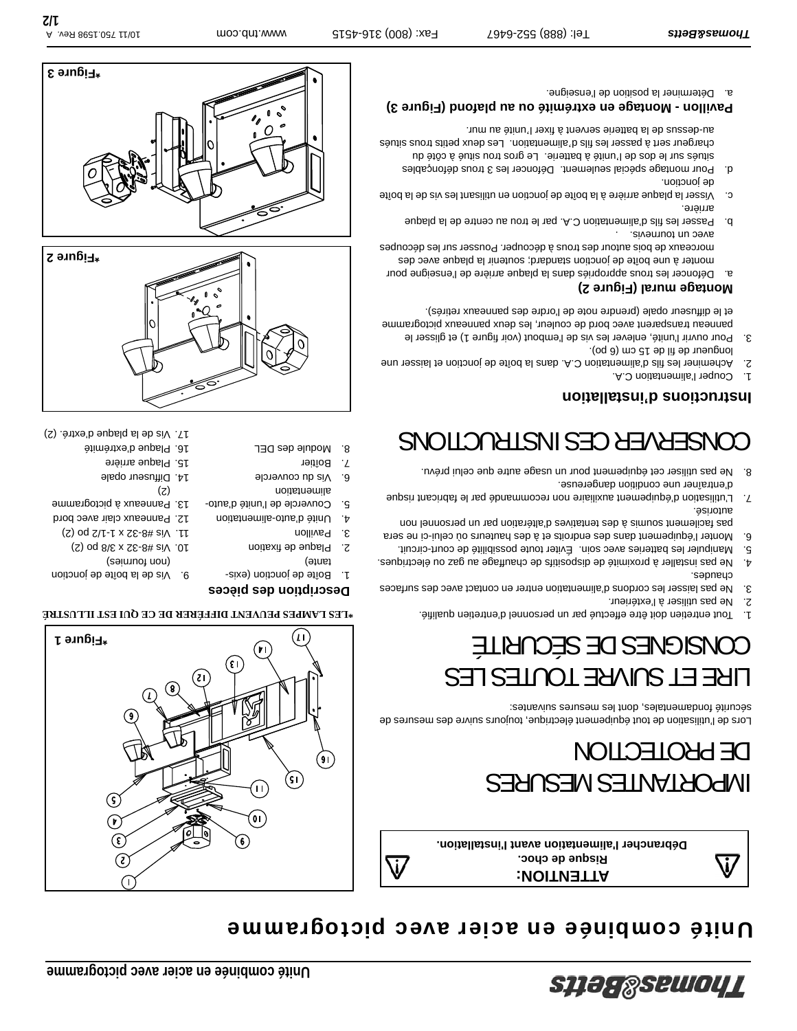# Unité combinée en acier avec pictogramme

**ATTENTION:**
**Risque de choc.**
**Débrancher l'alimentation avant l'installation.**

# IMPORTANTES MESURES DE PROTECTION

Lors de l'utilisation de tout équipement électrique, toujours suivre des mesures de sécurité fondamentales, dont les mesures suivantes:

# LIRE ET SUIVRE TOUTES LES CONSIGNES DE SÉCURITÉ

1. Tout entretien doit être effectué par un personnel d'entretien qualifié.
2. Ne pas utiliser à l'extérieur.
3. Ne pas laisser les cordons d'alimentation entrer en contact avec des surfaces chaudes.
4. Ne pas installer à proximité de dispositifs de chauffage au gaz ou électriques.
5. Manipuler les batteries avec soin. Éviter toute possibilité de court-circuit.
6. Monter l'équipement dans des endroits et à des hauteurs où celui-ci ne sera pas facilement soumis à des tentatives d'altération par un personnel non autorisé.
7. L'utilisation d'équipement auxiliaire non recommandé par le fabricant risque d'entraîner une condition dangereuse.
8. Ne pas utiliser cet équipement pour un usage autre que celui prévu.

# CONSERVER CES INSTRUCTIONS

## Instructions d'installation

1. Couper l'alimentation C.A.
2. Acheminer les fils d'alimentation C.A. dans la boîte de jonction et laisser une longueur de fil de 15 cm (6 po).
3. Pour ouvrir l'unité, enlever les vis de l'embout (voir figure 1) et glisser le panneau transparent avec bord de couleur, les deux panneaux pictogramme et le diffuseur opale (prendre note de l'ordre des panneaux retirés).

### Montage mural (Figure 2)

a. Défoncer les trous appropriés dans la plaque arrière de l'enseigne pour monter à une boîte de jonction standard; soutenir la plaque avec des morceaux de bois autour des trous à découper. Pousser sur les découpes avec un tournevis.
b. Passer les fils d'alimentation C.A. par le trou au centre de la plaque arrière.
c. Visser la plaque arrière à la boîte de jonction en utilisant les vis de la boîte de jonction.
d. Pour montage spécial seulement. Défoncer les 3 trous défonçables situés sur le dos de l'unité à batterie. Le gros trou situé à côté du chargeur sert à passer les fils d'alimentation. Les deux petits trous situés au-dessus de la batterie servent à fixer l'unité au mur.

### Pavillon - Montage en extrémité ou au plafond (Figure 3)

a. Déterminer la position de l'enseigne.

*Figure 1

***LES LAMPES PEUVENT DIFFÉRER DE CE QUI EST ILLUSTRÉ**

### Description des pièces

1. Boîte de jonction (existante)
2. Plaque de fixation
3. Pavillon
4. Unité d'auto-alimentation
5. Couvercle de l'unité d'auto-alimentation
6. Vis du couvercle
7. Boîtier
8. Module des DEL
9. Vis de la boîte de jonction (non fournies)
10. Vis #8-32 x 3/8 po (2)
11. Vis #8-32 x 1-1/2 po (2)
12. Panneaux clair avec bord
13. Panneaux à pictogramme (2)
14. Diffuseur opale
15. Plaque arrière
16. Plaque d'extrémité
17. Vis de la plaque d'extré. (2)

*Figure 2

*Figure 3